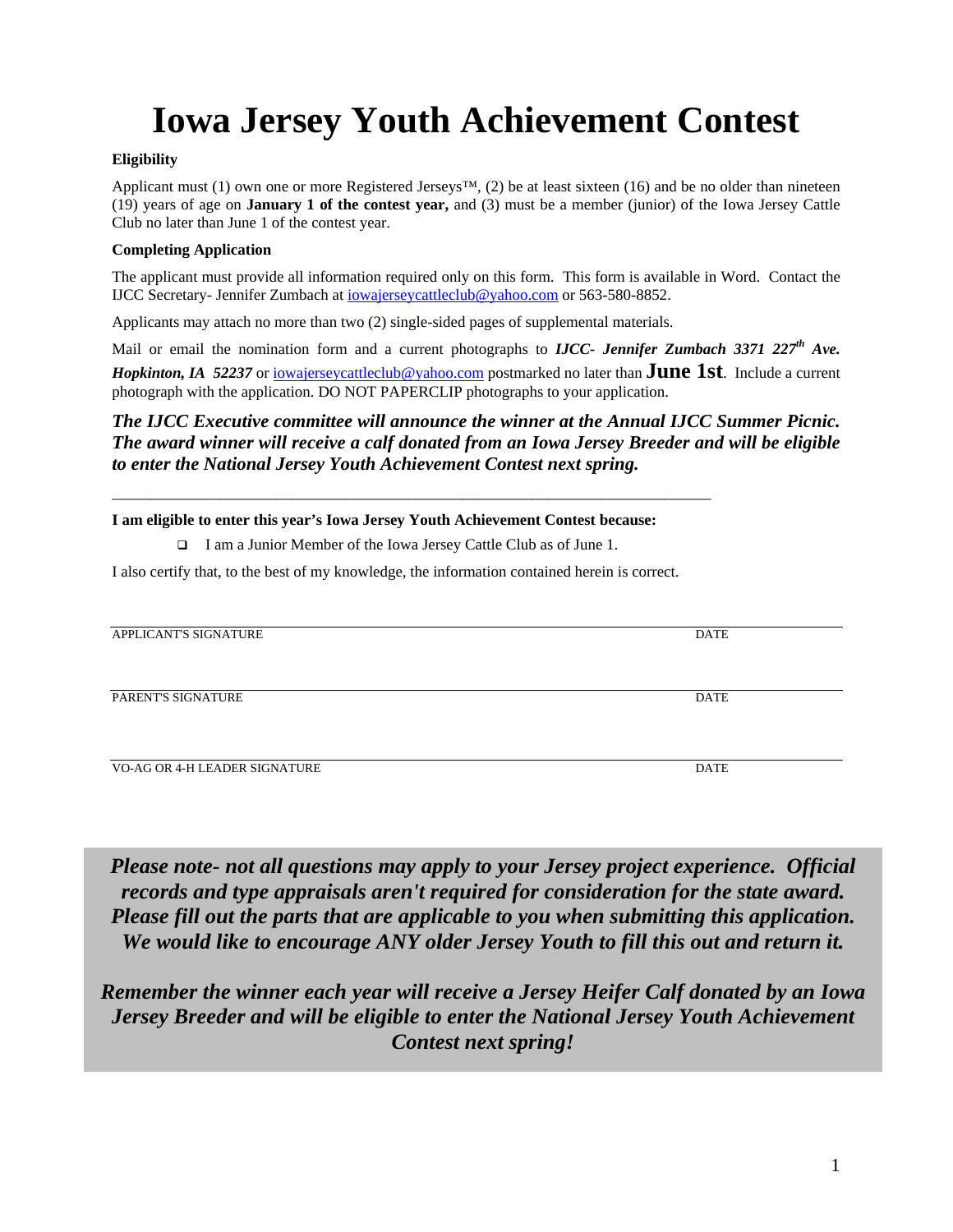# Iowa Jersey Youth Achievement Contest

**Eligibility**

Applicant must (1) own one or more Registered Jerseys™, (2) be at least sixteen (16) and be no older than nineteen (19) years of age on **January 1 of the contest year,** and (3) must be a member (junior) of the Iowa Jersey Cattle Club no later than June 1 of the contest year.

**Completing Application**

The applicant must provide all information required only on this form. This form is available in Word. Contact the IJCC Secretary- Jennifer Zumbach at iowajerseycattleclub@yahoo.com or 563-580-8852.

Applicants may attach no more than two (2) single-sided pages of supplemental materials.

Mail or email the nomination form and a current photographs to ***IJCC- Jennifer Zumbach 3371 227th Ave. Hopkinton, IA 52237*** or iowajerseycattleclub@yahoo.com postmarked no later than **June 1st**. Include a current photograph with the application. DO NOT PAPERCLIP photographs to your application.

***The IJCC Executive committee will announce the winner at the Annual IJCC Summer Picnic. The award winner will receive a calf donated from an Iowa Jersey Breeder and will be eligible to enter the National Jersey Youth Achievement Contest next spring.***

---

**I am eligible to enter this year's Iowa Jersey Youth Achievement Contest because:**

- ☐ I am a Junior Member of the Iowa Jersey Cattle Club as of June 1.

I also certify that, to the best of my knowledge, the information contained herein is correct.

APPLICANT'S SIGNATURE _______________________ DATE _________

PARENT'S SIGNATURE _______________________ DATE _________

VO-AG OR 4-H LEADER SIGNATURE _______________________ DATE _________

***Please note- not all questions may apply to your Jersey project experience. Official records and type appraisals aren't required for consideration for the state award. Please fill out the parts that are applicable to you when submitting this application. We would like to encourage ANY older Jersey Youth to fill this out and return it.***

***Remember the winner each year will receive a Jersey Heifer Calf donated by an Iowa Jersey Breeder and will be eligible to enter the National Jersey Youth Achievement Contest next spring!***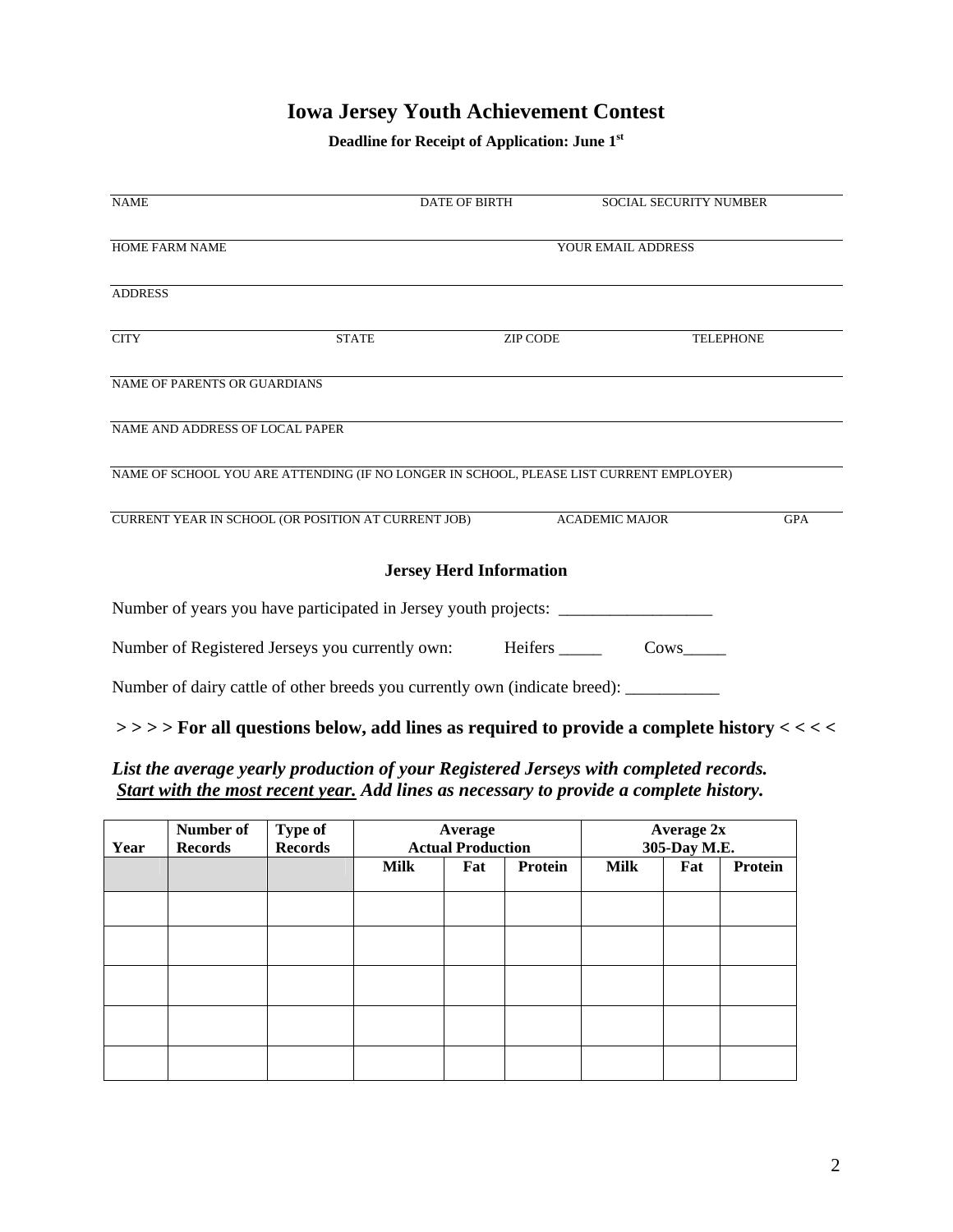# Iowa Jersey Youth Achievement Contest

**Deadline for Receipt of Application: June 1st**

NAME _______________ DATE OF BIRTH _______________ SOCIAL SECURITY NUMBER _______________

HOME FARM NAME _______________ YOUR EMAIL ADDRESS _______________

ADDRESS _______________

CITY _______________ STATE _______________ ZIP CODE _______________ TELEPHONE _______________

NAME OF PARENTS OR GUARDIANS _______________

NAME AND ADDRESS OF LOCAL PAPER _______________

NAME OF SCHOOL YOU ARE ATTENDING (IF NO LONGER IN SCHOOL, PLEASE LIST CURRENT EMPLOYER) _______________

CURRENT YEAR IN SCHOOL (OR POSITION AT CURRENT JOB) _______________ ACADEMIC MAJOR _______________ GPA _______________

### Jersey Herd Information

Number of years you have participated in Jersey youth projects: __________________

Number of Registered Jerseys you currently own: Heifers _____ Cows_____

Number of dairy cattle of other breeds you currently own (indicate breed): ___________

**> > > > For all questions below, add lines as required to provide a complete history < < < <**

***List the average yearly production of your Registered Jerseys with completed records. <u>Start with the most recent year.</u> Add lines as necessary to provide a complete history.***

| Year | Number of Records | Type of Records | Average Actual Production | | | Average 2x 305-Day M.E. | | |
|---|---|---|---|---|---|---|---|---|
| | | | Milk | Fat | Protein | Milk | Fat | Protein |
| | | | | | | | | |
| | | | | | | | | |
| | | | | | | | | |
| | | | | | | | | |
| | | | | | | | | |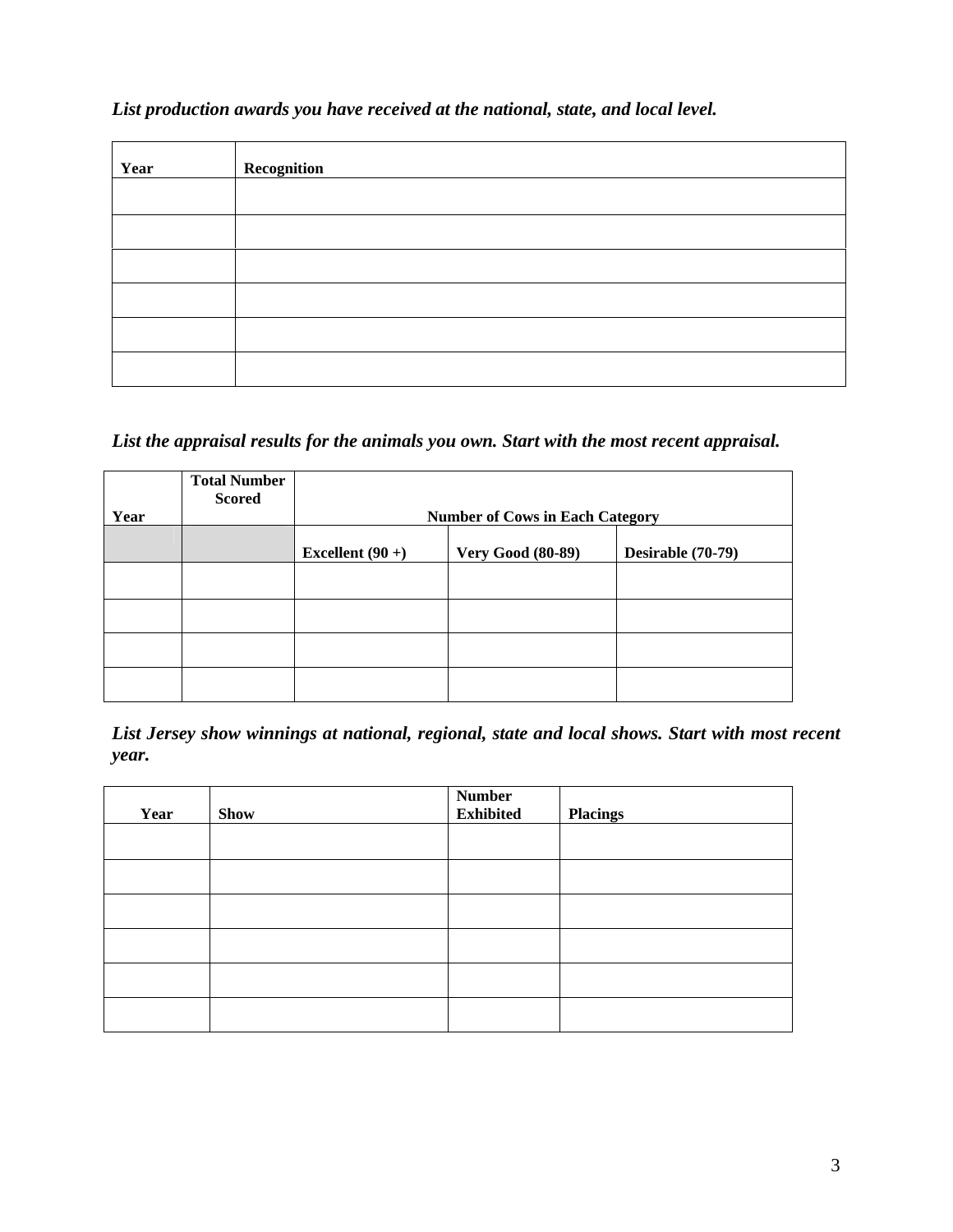***List production awards you have received at the national, state, and local level.***

| Year | Recognition |
|---|---|
| | |
| | |
| | |
| | |
| | |
| | |

***List the appraisal results for the animals you own. Start with the most recent appraisal.***

| Year | Total Number Scored | Number of Cows in Each Category | | |
|---|---|---|---|---|
| | | Excellent (90 +) | Very Good (80-89) | Desirable (70-79) |
| | | | | |
| | | | | |
| | | | | |
| | | | | |

***List Jersey show winnings at national, regional, state and local shows. Start with most recent year.***

| Year | Show | Number Exhibited | Placings |
|---|---|---|---|
| | | | |
| | | | |
| | | | |
| | | | |
| | | | |
| | | | |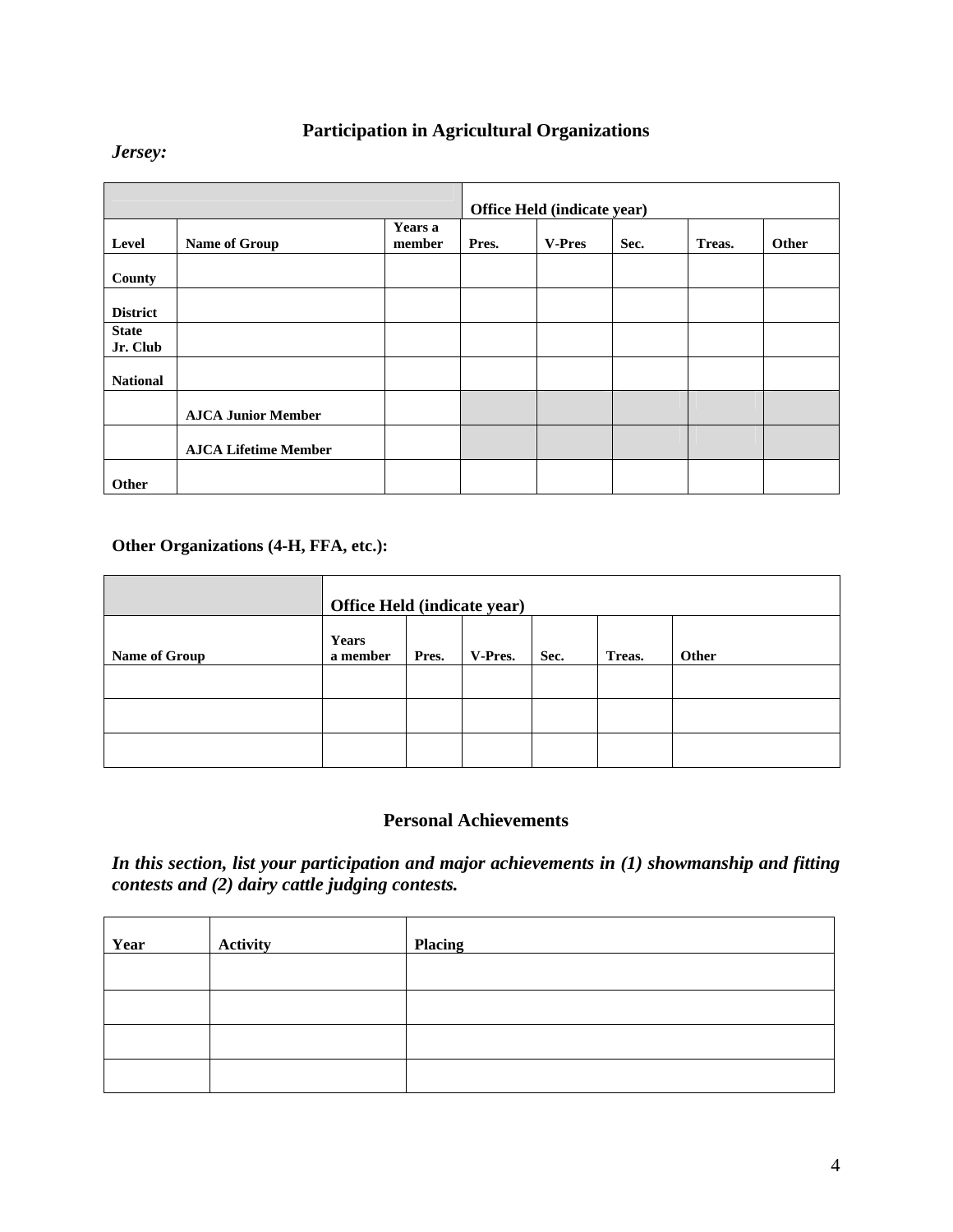## Participation in Agricultural Organizations

***Jersey:***

| | | | Office Held (indicate year) | | | | |
|---|---|---|---|---|---|---|---|
| **Level** | **Name of Group** | **Years a member** | **Pres.** | **V-Pres** | **Sec.** | **Treas.** | **Other** |
| **County** | | | | | | | |
| **District** | | | | | | | |
| **State Jr. Club** | | | | | | | |
| **National** | | | | | | | |
| | **AJCA Junior Member** | | | | | | |
| | **AJCA Lifetime Member** | | | | | | |
| **Other** | | | | | | | |

**Other Organizations (4-H, FFA, etc.):**

| | Office Held (indicate year) | | | | | |
|---|---|---|---|---|---|---|
| **Name of Group** | **Years a member** | **Pres.** | **V-Pres.** | **Sec.** | **Treas.** | **Other** |
| | | | | | | |
| | | | | | | |
| | | | | | | |

## Personal Achievements

***In this section, list your participation and major achievements in (1) showmanship and fitting contests and (2) dairy cattle judging contests.***

| Year | Activity | Placing |
|---|---|---|
| | | |
| | | |
| | | |
| | | |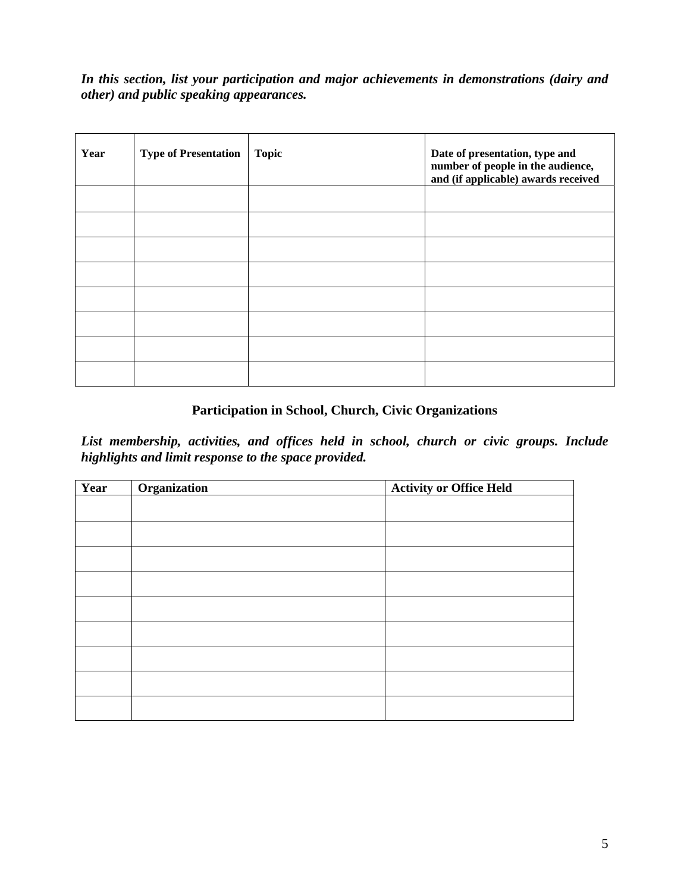*In this section, list your participation and major achievements in demonstrations (dairy and other) and public speaking appearances.*

| Year | Type of Presentation | Topic | Date of presentation, type and number of people in the audience, and (if applicable) awards received |
|---|---|---|---|
| | | | |
| | | | |
| | | | |
| | | | |
| | | | |
| | | | |
| | | | |
| | | | |

## Participation in School, Church, Civic Organizations

*List membership, activities, and offices held in school, church or civic groups. Include highlights and limit response to the space provided.*

| Year | Organization | Activity or Office Held |
|---|---|---|
| | | |
| | | |
| | | |
| | | |
| | | |
| | | |
| | | |
| | | |
| | | |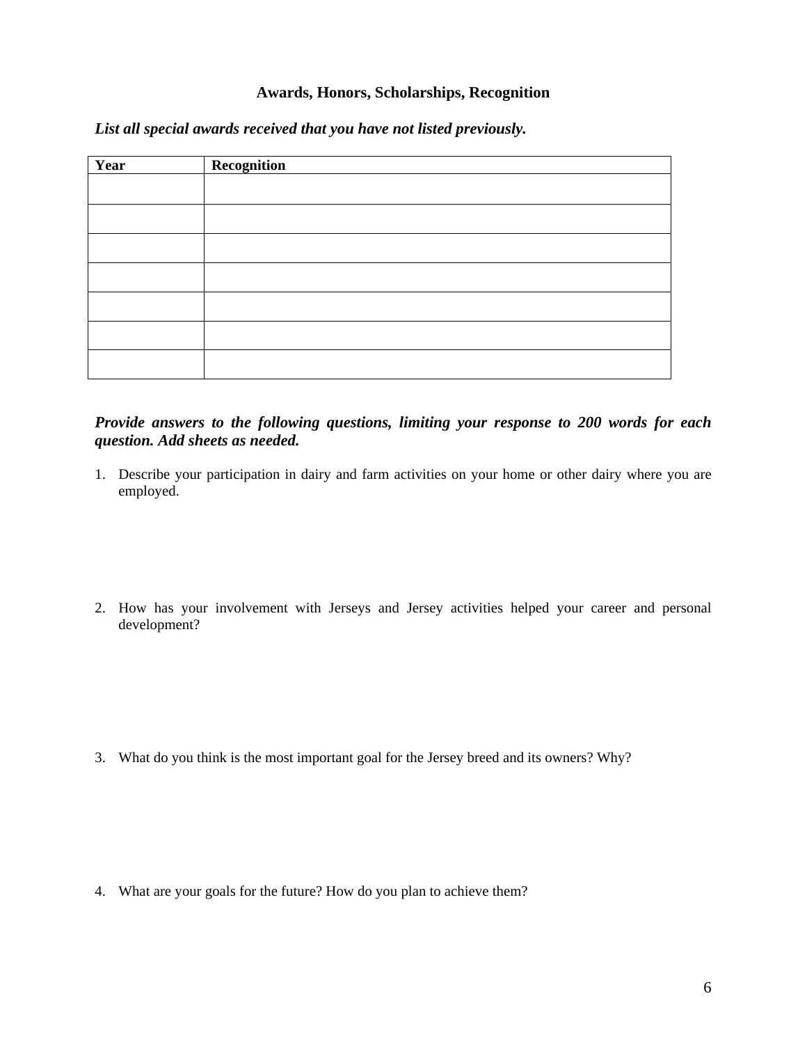**Awards, Honors, Scholarships, Recognition**

***List all special awards received that you have not listed previously.***

| Year | Recognition |
|---|---|
| | |
| | |
| | |
| | |
| | |
| | |
| | |

***Provide answers to the following questions, limiting your response to 200 words for each question. Add sheets as needed.***

1. Describe your participation in dairy and farm activities on your home or other dairy where you are employed.

2. How has your involvement with Jerseys and Jersey activities helped your career and personal development?

3. What do you think is the most important goal for the Jersey breed and its owners? Why?

4. What are your goals for the future? How do you plan to achieve them?